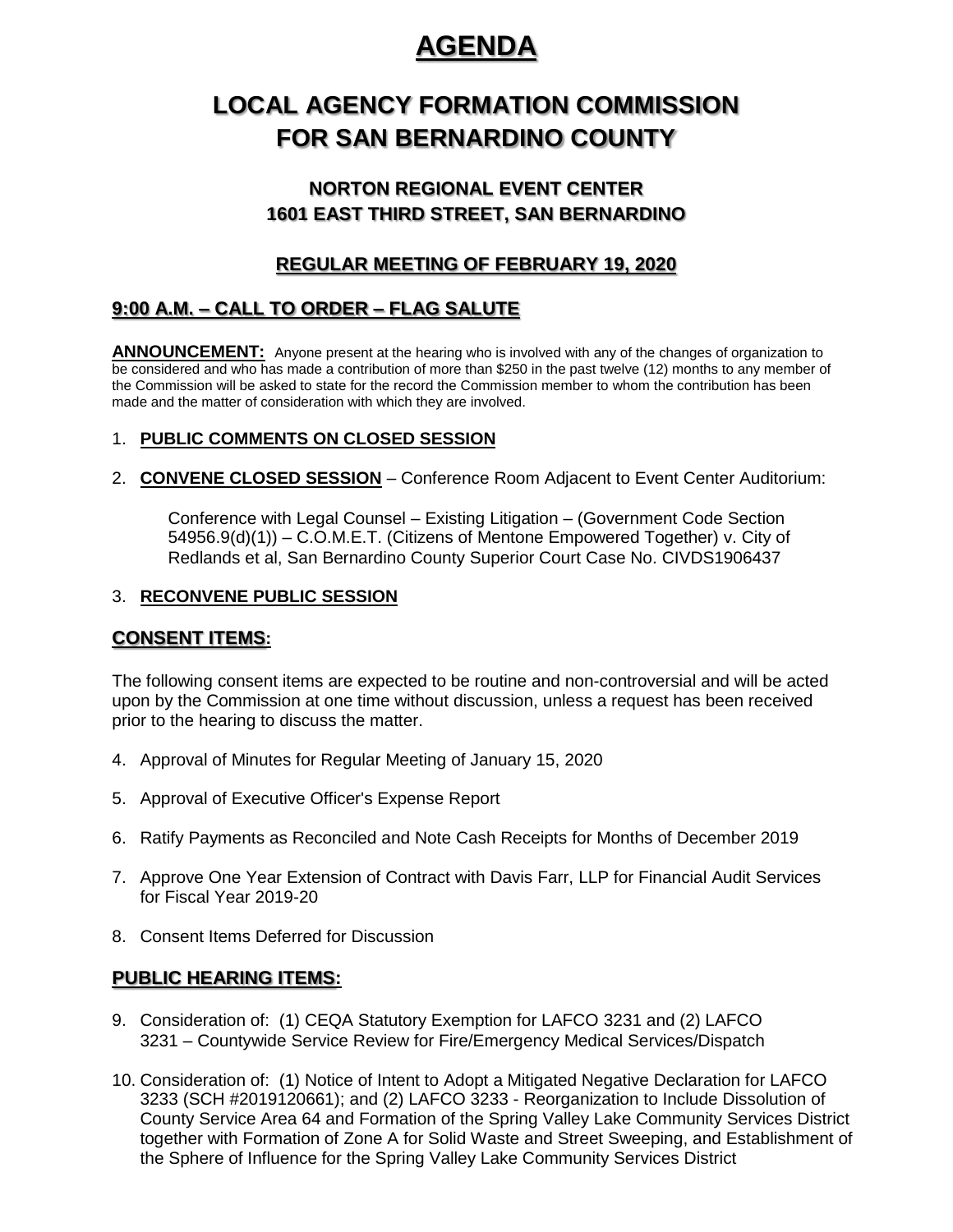# AGENDA

# LOCAL AGENCY FORMATION COMMISSION FOR SAN BERNARDINO COUNTY

## NORTON REGIONAL EVENT CENTER
## 1601 EAST THIRD STREET, SAN BERNARDINO

### REGULAR MEETING OF FEBRUARY 19, 2020

### 9:00 A.M. – CALL TO ORDER – FLAG SALUTE

**ANNOUNCEMENT:** Anyone present at the hearing who is involved with any of the changes of organization to be considered and who has made a contribution of more than $250 in the past twelve (12) months to any member of the Commission will be asked to state for the record the Commission member to whom the contribution has been made and the matter of consideration with which they are involved.

1. **PUBLIC COMMENTS ON CLOSED SESSION**

2. **CONVENE CLOSED SESSION** – Conference Room Adjacent to Event Center Auditorium:

   Conference with Legal Counsel – Existing Litigation – (Government Code Section 54956.9(d)(1)) – C.O.M.E.T. (Citizens of Mentone Empowered Together) v. City of Redlands et al, San Bernardino County Superior Court Case No. CIVDS1906437

3. **RECONVENE PUBLIC SESSION**

### CONSENT ITEMS:

The following consent items are expected to be routine and non-controversial and will be acted upon by the Commission at one time without discussion, unless a request has been received prior to the hearing to discuss the matter.

4. Approval of Minutes for Regular Meeting of January 15, 2020
5. Approval of Executive Officer's Expense Report
6. Ratify Payments as Reconciled and Note Cash Receipts for Months of December 2019
7. Approve One Year Extension of Contract with Davis Farr, LLP for Financial Audit Services for Fiscal Year 2019-20
8. Consent Items Deferred for Discussion

### PUBLIC HEARING ITEMS:

9. Consideration of: (1) CEQA Statutory Exemption for LAFCO 3231 and (2) LAFCO 3231 – Countywide Service Review for Fire/Emergency Medical Services/Dispatch
10. Consideration of: (1) Notice of Intent to Adopt a Mitigated Negative Declaration for LAFCO 3233 (SCH #2019120661); and (2) LAFCO 3233 - Reorganization to Include Dissolution of County Service Area 64 and Formation of the Spring Valley Lake Community Services District together with Formation of Zone A for Solid Waste and Street Sweeping, and Establishment of the Sphere of Influence for the Spring Valley Lake Community Services District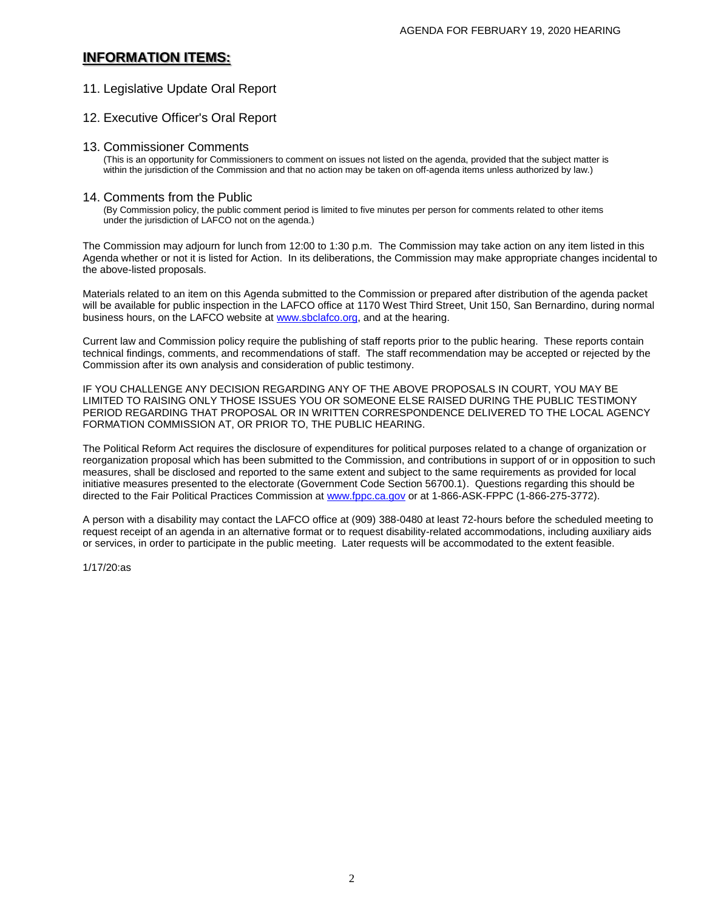## INFORMATION ITEMS:

11. Legislative Update Oral Report

12. Executive Officer's Oral Report

13. Commissioner Comments
   (This is an opportunity for Commissioners to comment on issues not listed on the agenda, provided that the subject matter is within the jurisdiction of the Commission and that no action may be taken on off-agenda items unless authorized by law.)

14. Comments from the Public
   (By Commission policy, the public comment period is limited to five minutes per person for comments related to other items under the jurisdiction of LAFCO not on the agenda.)

The Commission may adjourn for lunch from 12:00 to 1:30 p.m. The Commission may take action on any item listed in this Agenda whether or not it is listed for Action. In its deliberations, the Commission may make appropriate changes incidental to the above-listed proposals.

Materials related to an item on this Agenda submitted to the Commission or prepared after distribution of the agenda packet will be available for public inspection in the LAFCO office at 1170 West Third Street, Unit 150, San Bernardino, during normal business hours, on the LAFCO website at www.sbclafco.org, and at the hearing.

Current law and Commission policy require the publishing of staff reports prior to the public hearing. These reports contain technical findings, comments, and recommendations of staff. The staff recommendation may be accepted or rejected by the Commission after its own analysis and consideration of public testimony.

IF YOU CHALLENGE ANY DECISION REGARDING ANY OF THE ABOVE PROPOSALS IN COURT, YOU MAY BE LIMITED TO RAISING ONLY THOSE ISSUES YOU OR SOMEONE ELSE RAISED DURING THE PUBLIC TESTIMONY PERIOD REGARDING THAT PROPOSAL OR IN WRITTEN CORRESPONDENCE DELIVERED TO THE LOCAL AGENCY FORMATION COMMISSION AT, OR PRIOR TO, THE PUBLIC HEARING.

The Political Reform Act requires the disclosure of expenditures for political purposes related to a change of organization or reorganization proposal which has been submitted to the Commission, and contributions in support of or in opposition to such measures, shall be disclosed and reported to the same extent and subject to the same requirements as provided for local initiative measures presented to the electorate (Government Code Section 56700.1). Questions regarding this should be directed to the Fair Political Practices Commission at www.fppc.ca.gov or at 1-866-ASK-FPPC (1-866-275-3772).

A person with a disability may contact the LAFCO office at (909) 388-0480 at least 72-hours before the scheduled meeting to request receipt of an agenda in an alternative format or to request disability-related accommodations, including auxiliary aids or services, in order to participate in the public meeting. Later requests will be accommodated to the extent feasible.

1/17/20:as